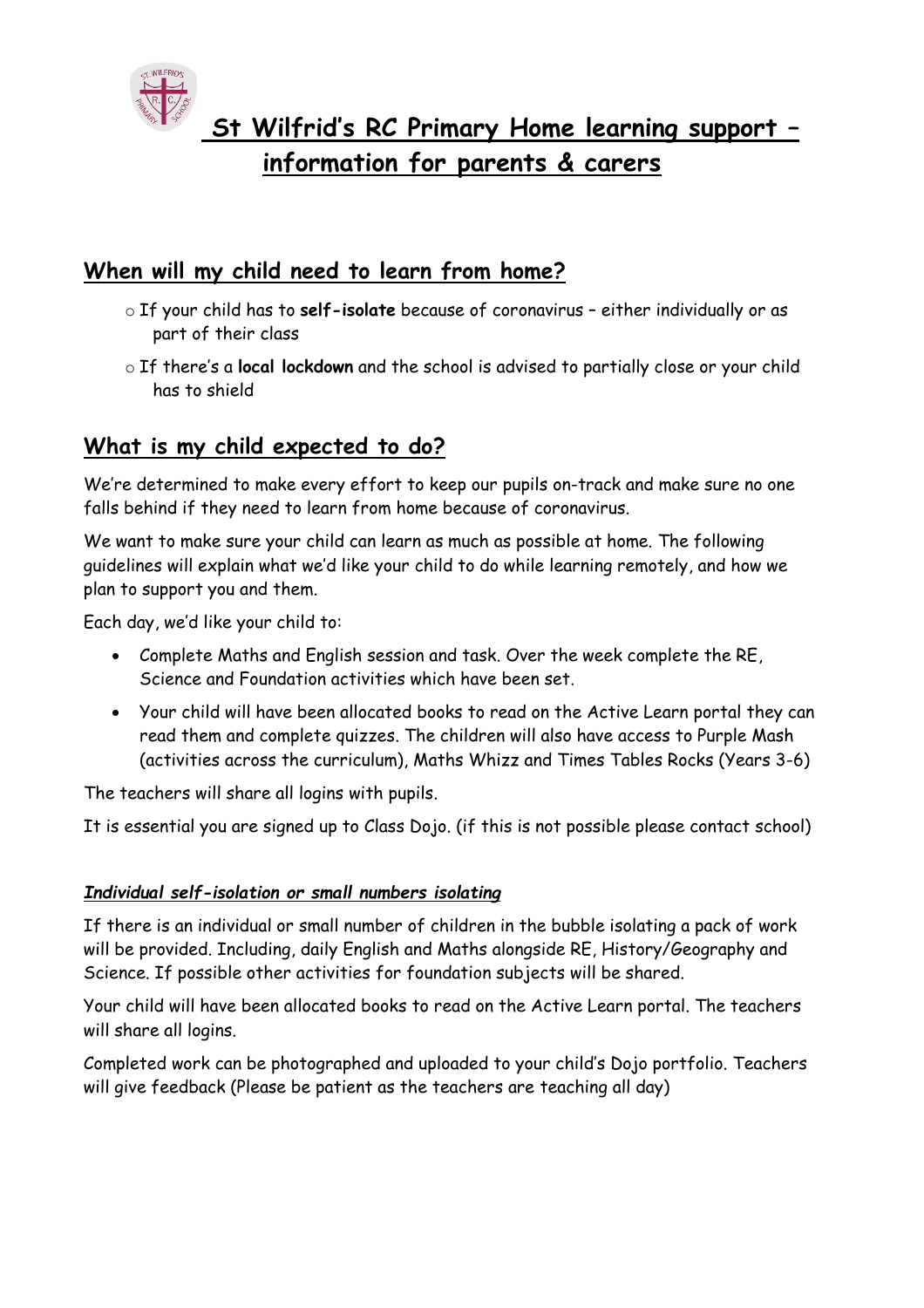# St Wilfrid's RC Primary Home learning support – information for parents & carers

## When will my child need to learn from home?

- If your child has to **self-isolate** because of coronavirus – either individually or as part of their class
- If there's a **local lockdown** and the school is advised to partially close or your child has to shield

## What is my child expected to do?

We're determined to make every effort to keep our pupils on-track and make sure no one falls behind if they need to learn from home because of coronavirus.

We want to make sure your child can learn as much as possible at home. The following guidelines will explain what we'd like your child to do while learning remotely, and how we plan to support you and them.

Each day, we'd like your child to:

- Complete Maths and English session and task. Over the week complete the RE, Science and Foundation activities which have been set.
- Your child will have been allocated books to read on the Active Learn portal they can read them and complete quizzes. The children will also have access to Purple Mash (activities across the curriculum), Maths Whizz and Times Tables Rocks (Years 3-6)

The teachers will share all logins with pupils.

It is essential you are signed up to Class Dojo. (if this is not possible please contact school)

### ***Individual self-isolation or small numbers isolating***

If there is an individual or small number of children in the bubble isolating a pack of work will be provided. Including, daily English and Maths alongside RE, History/Geography and Science. If possible other activities for foundation subjects will be shared.

Your child will have been allocated books to read on the Active Learn portal. The teachers will share all logins.

Completed work can be photographed and uploaded to your child's Dojo portfolio. Teachers will give feedback (Please be patient as the teachers are teaching all day)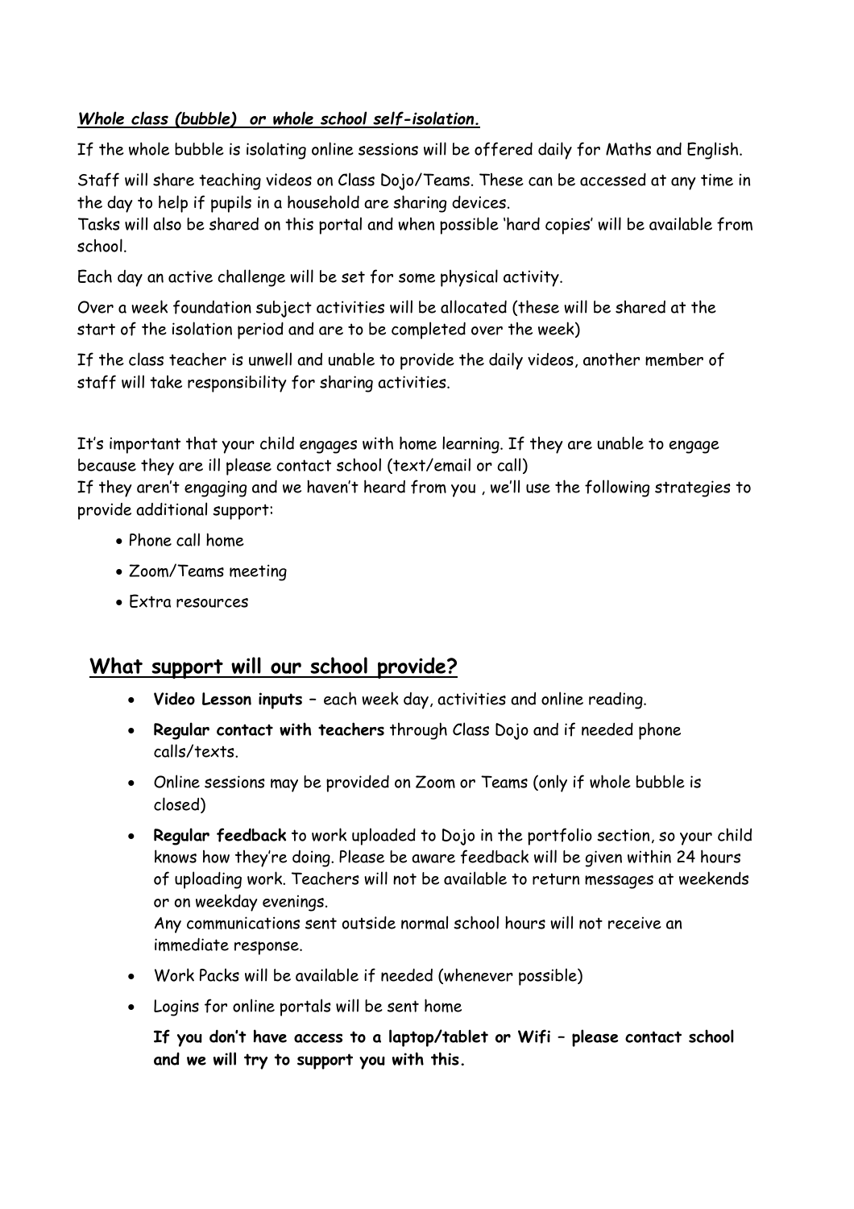***Whole class (bubble) or whole school self-isolation.***

If the whole bubble is isolating online sessions will be offered daily for Maths and English.

Staff will share teaching videos on Class Dojo/Teams. These can be accessed at any time in the day to help if pupils in a household are sharing devices.
Tasks will also be shared on this portal and when possible 'hard copies' will be available from school.

Each day an active challenge will be set for some physical activity.

Over a week foundation subject activities will be allocated (these will be shared at the start of the isolation period and are to be completed over the week)

If the class teacher is unwell and unable to provide the daily videos, another member of staff will take responsibility for sharing activities.

It's important that your child engages with home learning. If they are unable to engage because they are ill please contact school (text/email or call)
If they aren't engaging and we haven't heard from you , we'll use the following strategies to provide additional support:

- Phone call home
- Zoom/Teams meeting
- Extra resources

## What support will our school provide?

- **Video Lesson inputs** – each week day, activities and online reading.
- **Regular contact with teachers** through Class Dojo and if needed phone calls/texts.
- Online sessions may be provided on Zoom or Teams (only if whole bubble is closed)
- **Regular feedback** to work uploaded to Dojo in the portfolio section, so your child knows how they're doing. Please be aware feedback will be given within 24 hours of uploading work. Teachers will not be available to return messages at weekends or on weekday evenings.
  Any communications sent outside normal school hours will not receive an immediate response.
- Work Packs will be available if needed (whenever possible)
- Logins for online portals will be sent home

  **If you don't have access to a laptop/tablet or Wifi – please contact school and we will try to support you with this.**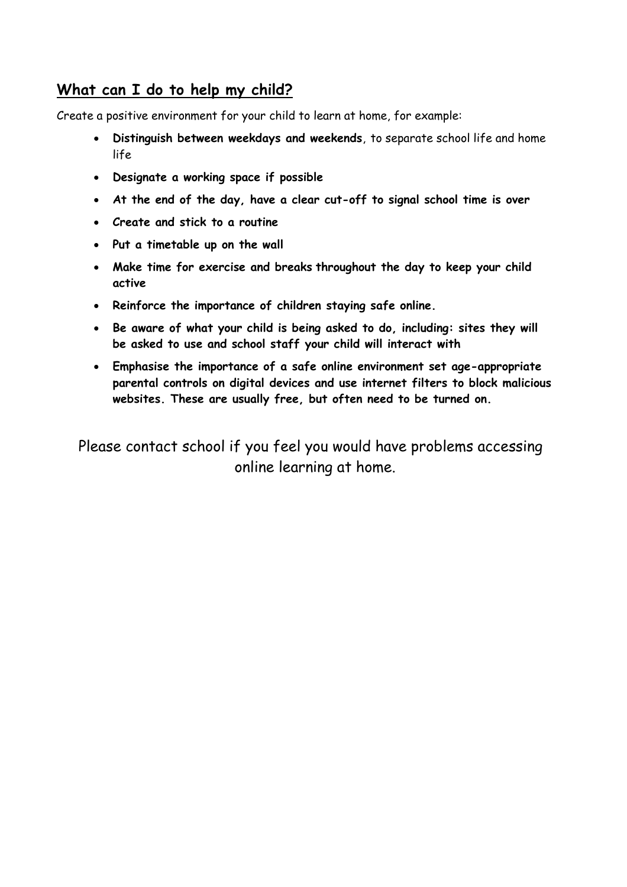## What can I do to help my child?

Create a positive environment for your child to learn at home, for example:

- **Distinguish between weekdays and weekends**, to separate school life and home life
- **Designate a working space if possible**
- **At the end of the day, have a clear cut-off to signal school time is over**
- **Create and stick to a routine**
- **Put a timetable up on the wall**
- **Make time for exercise and breaks throughout the day to keep your child active**
- **Reinforce the importance of children staying safe online.**
- **Be aware of what your child is being asked to do, including: sites they will be asked to use and school staff your child will interact with**
- **Emphasise the importance of a safe online environment set age-appropriate parental controls on digital devices and use internet filters to block malicious websites. These are usually free, but often need to be turned on.**

Please contact school if you feel you would have problems accessing online learning at home.